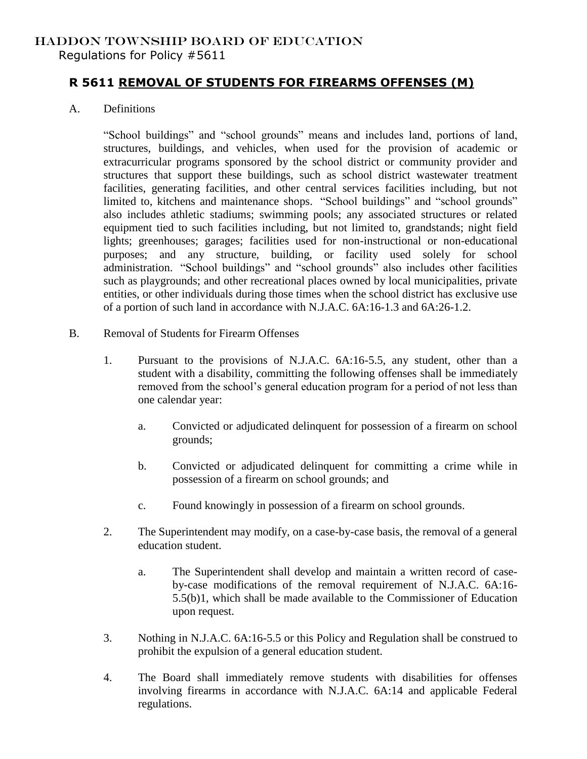HADDON TOWNSHIP BOARD OF EDUCATION

Regulations for Policy #5611

# R 5611 REMOVAL OF STUDENTS FOR FIREARMS OFFENSES (M)

A. Definitions

"School buildings" and "school grounds" means and includes land, portions of land, structures, buildings, and vehicles, when used for the provision of academic or extracurricular programs sponsored by the school district or community provider and structures that support these buildings, such as school district wastewater treatment facilities, generating facilities, and other central services facilities including, but not limited to, kitchens and maintenance shops. "School buildings" and "school grounds" also includes athletic stadiums; swimming pools; any associated structures or related equipment tied to such facilities including, but not limited to, grandstands; night field lights; greenhouses; garages; facilities used for non-instructional or non-educational purposes; and any structure, building, or facility used solely for school administration. "School buildings" and "school grounds" also includes other facilities such as playgrounds; and other recreational places owned by local municipalities, private entities, or other individuals during those times when the school district has exclusive use of a portion of such land in accordance with N.J.A.C. 6A:16-1.3 and 6A:26-1.2.

B. Removal of Students for Firearm Offenses

1. Pursuant to the provisions of N.J.A.C. 6A:16-5.5, any student, other than a student with a disability, committing the following offenses shall be immediately removed from the school's general education program for a period of not less than one calendar year:

   a. Convicted or adjudicated delinquent for possession of a firearm on school grounds;

   b. Convicted or adjudicated delinquent for committing a crime while in possession of a firearm on school grounds; and

   c. Found knowingly in possession of a firearm on school grounds.

2. The Superintendent may modify, on a case-by-case basis, the removal of a general education student.

   a. The Superintendent shall develop and maintain a written record of case-by-case modifications of the removal requirement of N.J.A.C. 6A:16-5.5(b)1, which shall be made available to the Commissioner of Education upon request.

3. Nothing in N.J.A.C. 6A:16-5.5 or this Policy and Regulation shall be construed to prohibit the expulsion of a general education student.

4. The Board shall immediately remove students with disabilities for offenses involving firearms in accordance with N.J.A.C. 6A:14 and applicable Federal regulations.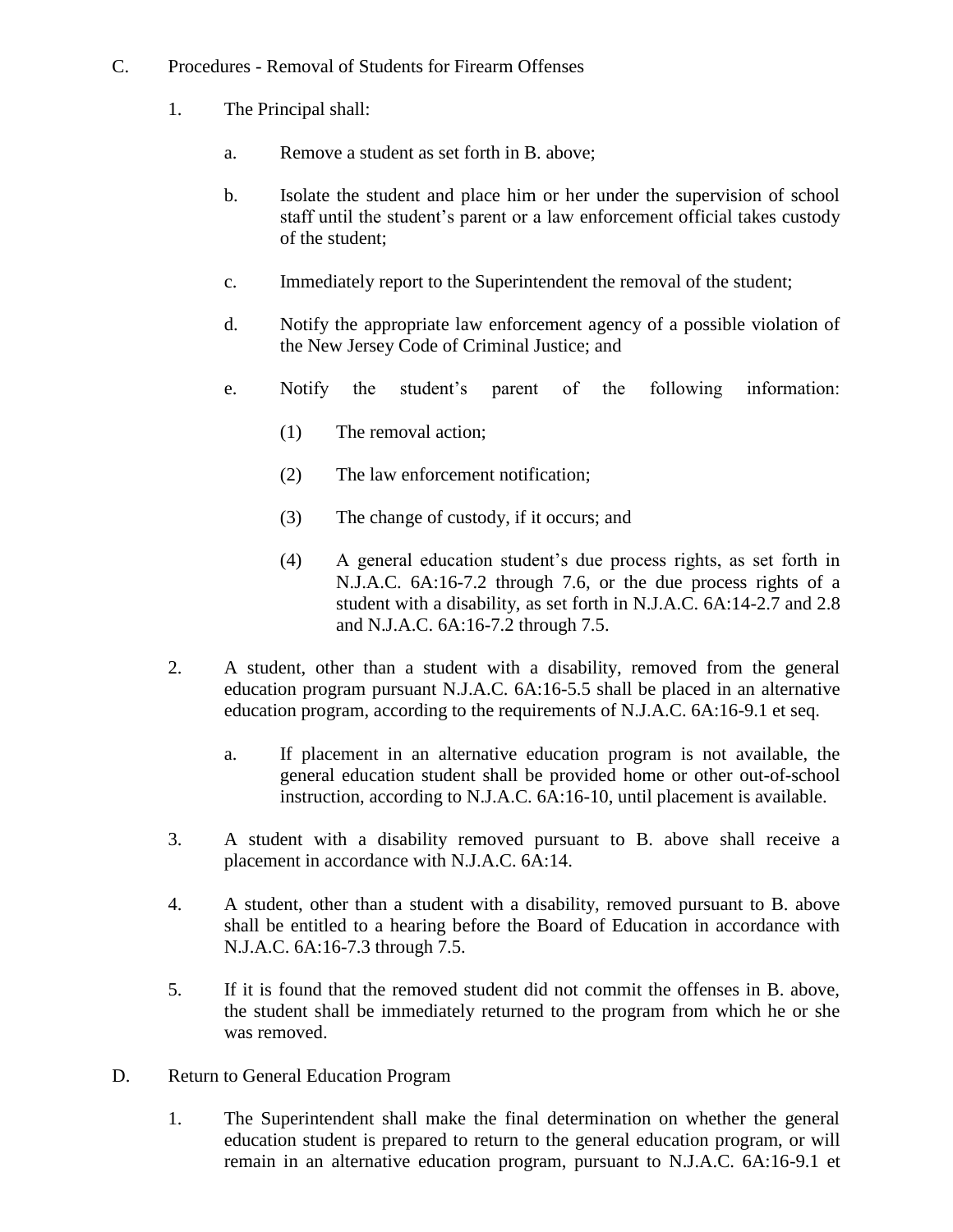C. Procedures - Removal of Students for Firearm Offenses

1. The Principal shall:

   a. Remove a student as set forth in B. above;

   b. Isolate the student and place him or her under the supervision of school staff until the student's parent or a law enforcement official takes custody of the student;

   c. Immediately report to the Superintendent the removal of the student;

   d. Notify the appropriate law enforcement agency of a possible violation of the New Jersey Code of Criminal Justice; and

   e. Notify the student's parent of the following information:

      (1) The removal action;

      (2) The law enforcement notification;

      (3) The change of custody, if it occurs; and

      (4) A general education student's due process rights, as set forth in N.J.A.C. 6A:16-7.2 through 7.6, or the due process rights of a student with a disability, as set forth in N.J.A.C. 6A:14-2.7 and 2.8 and N.J.A.C. 6A:16-7.2 through 7.5.

2. A student, other than a student with a disability, removed from the general education program pursuant N.J.A.C. 6A:16-5.5 shall be placed in an alternative education program, according to the requirements of N.J.A.C. 6A:16-9.1 et seq.

   a. If placement in an alternative education program is not available, the general education student shall be provided home or other out-of-school instruction, according to N.J.A.C. 6A:16-10, until placement is available.

3. A student with a disability removed pursuant to B. above shall receive a placement in accordance with N.J.A.C. 6A:14.

4. A student, other than a student with a disability, removed pursuant to B. above shall be entitled to a hearing before the Board of Education in accordance with N.J.A.C. 6A:16-7.3 through 7.5.

5. If it is found that the removed student did not commit the offenses in B. above, the student shall be immediately returned to the program from which he or she was removed.

D. Return to General Education Program

1. The Superintendent shall make the final determination on whether the general education student is prepared to return to the general education program, or will remain in an alternative education program, pursuant to N.J.A.C. 6A:16-9.1 et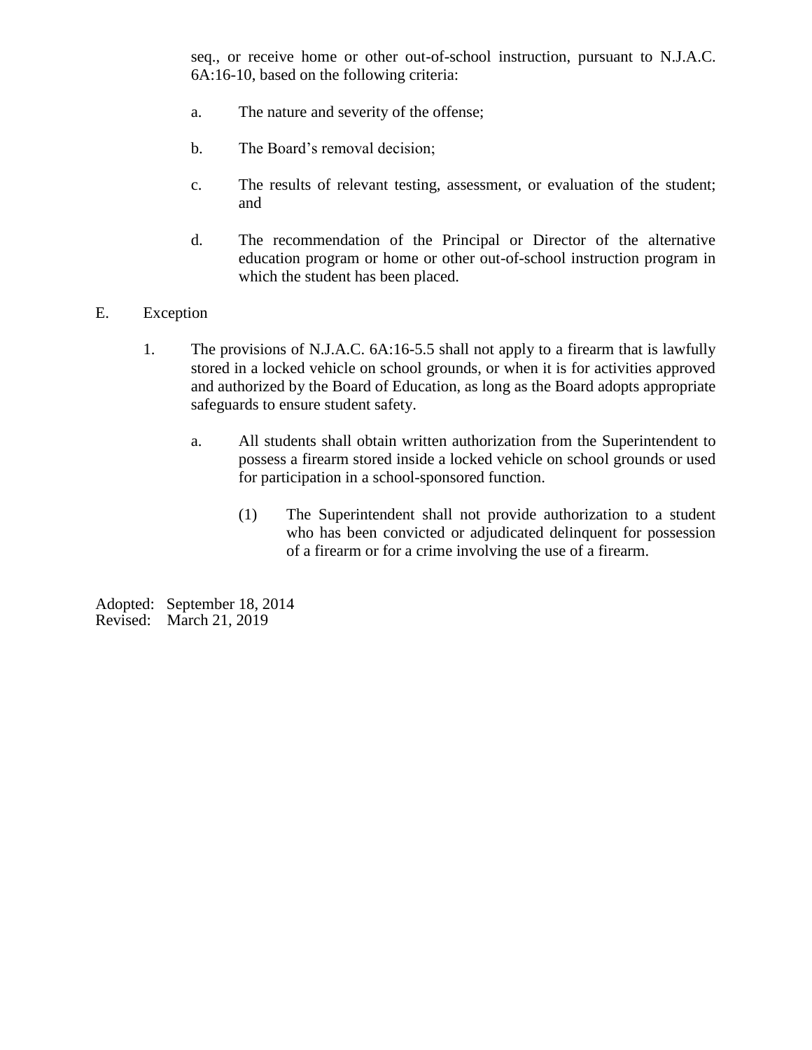seq., or receive home or other out-of-school instruction, pursuant to N.J.A.C. 6A:16-10, based on the following criteria:

a. The nature and severity of the offense;

b. The Board's removal decision;

c. The results of relevant testing, assessment, or evaluation of the student; and

d. The recommendation of the Principal or Director of the alternative education program or home or other out-of-school instruction program in which the student has been placed.

E. Exception

1. The provisions of N.J.A.C. 6A:16-5.5 shall not apply to a firearm that is lawfully stored in a locked vehicle on school grounds, or when it is for activities approved and authorized by the Board of Education, as long as the Board adopts appropriate safeguards to ensure student safety.

   a. All students shall obtain written authorization from the Superintendent to possess a firearm stored inside a locked vehicle on school grounds or used for participation in a school-sponsored function.

      (1) The Superintendent shall not provide authorization to a student who has been convicted or adjudicated delinquent for possession of a firearm or for a crime involving the use of a firearm.

Adopted: September 18, 2014
Revised: March 21, 2019